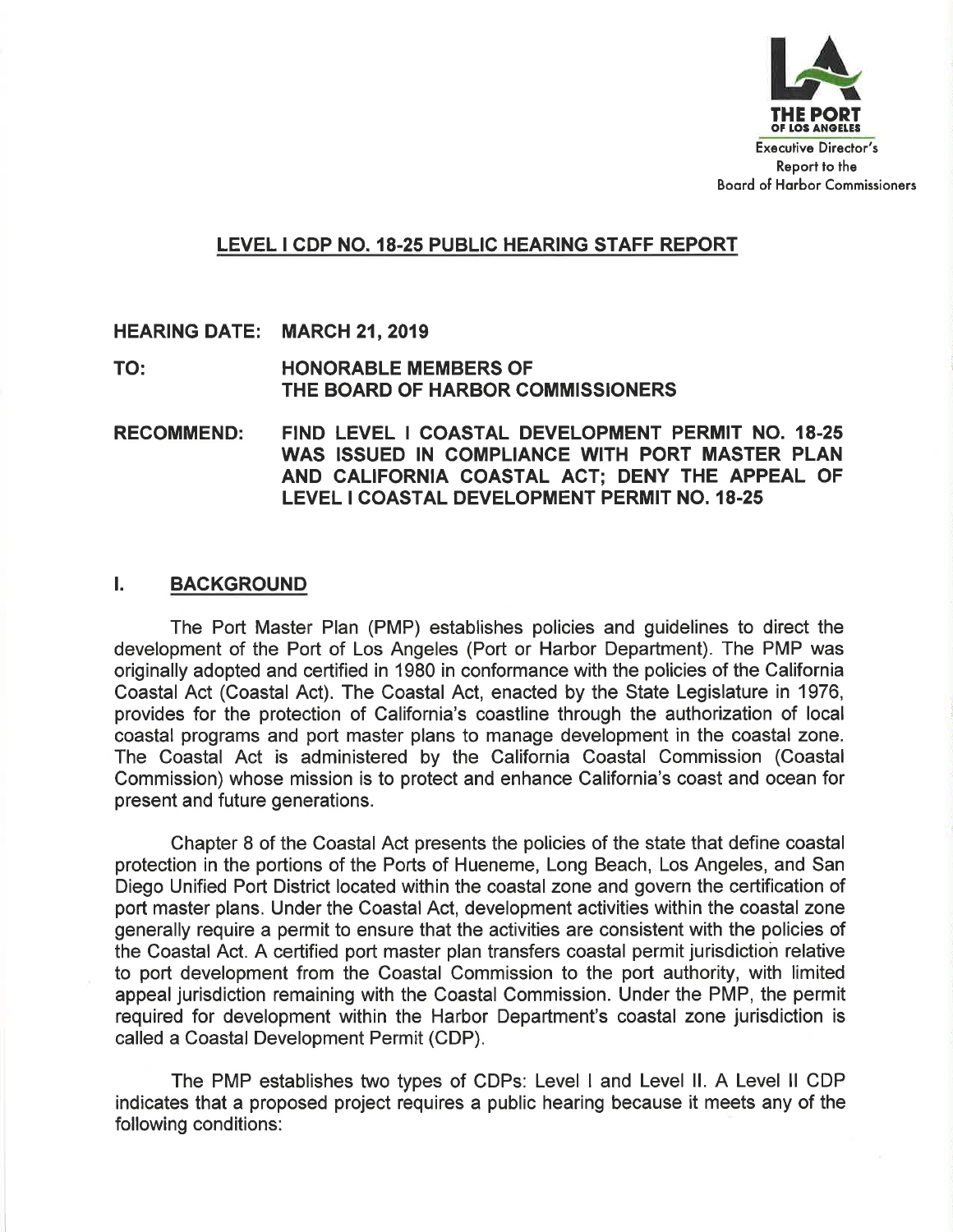Executive Director's
Report to the
Board of Harbor Commissioners

## LEVEL I CDP NO. 18-25 PUBLIC HEARING STAFF REPORT

**HEARING DATE: MARCH 21, 2019**

**TO: HONORABLE MEMBERS OF THE BOARD OF HARBOR COMMISSIONERS**

**RECOMMEND: FIND LEVEL I COASTAL DEVELOPMENT PERMIT NO. 18-25 WAS ISSUED IN COMPLIANCE WITH PORT MASTER PLAN AND CALIFORNIA COASTAL ACT; DENY THE APPEAL OF LEVEL I COASTAL DEVELOPMENT PERMIT NO. 18-25**

## I. BACKGROUND

The Port Master Plan (PMP) establishes policies and guidelines to direct the development of the Port of Los Angeles (Port or Harbor Department). The PMP was originally adopted and certified in 1980 in conformance with the policies of the California Coastal Act (Coastal Act). The Coastal Act, enacted by the State Legislature in 1976, provides for the protection of California's coastline through the authorization of local coastal programs and port master plans to manage development in the coastal zone. The Coastal Act is administered by the California Coastal Commission (Coastal Commission) whose mission is to protect and enhance California's coast and ocean for present and future generations.

Chapter 8 of the Coastal Act presents the policies of the state that define coastal protection in the portions of the Ports of Hueneme, Long Beach, Los Angeles, and San Diego Unified Port District located within the coastal zone and govern the certification of port master plans. Under the Coastal Act, development activities within the coastal zone generally require a permit to ensure that the activities are consistent with the policies of the Coastal Act. A certified port master plan transfers coastal permit jurisdiction relative to port development from the Coastal Commission to the port authority, with limited appeal jurisdiction remaining with the Coastal Commission. Under the PMP, the permit required for development within the Harbor Department's coastal zone jurisdiction is called a Coastal Development Permit (CDP).

The PMP establishes two types of CDPs: Level I and Level II. A Level II CDP indicates that a proposed project requires a public hearing because it meets any of the following conditions: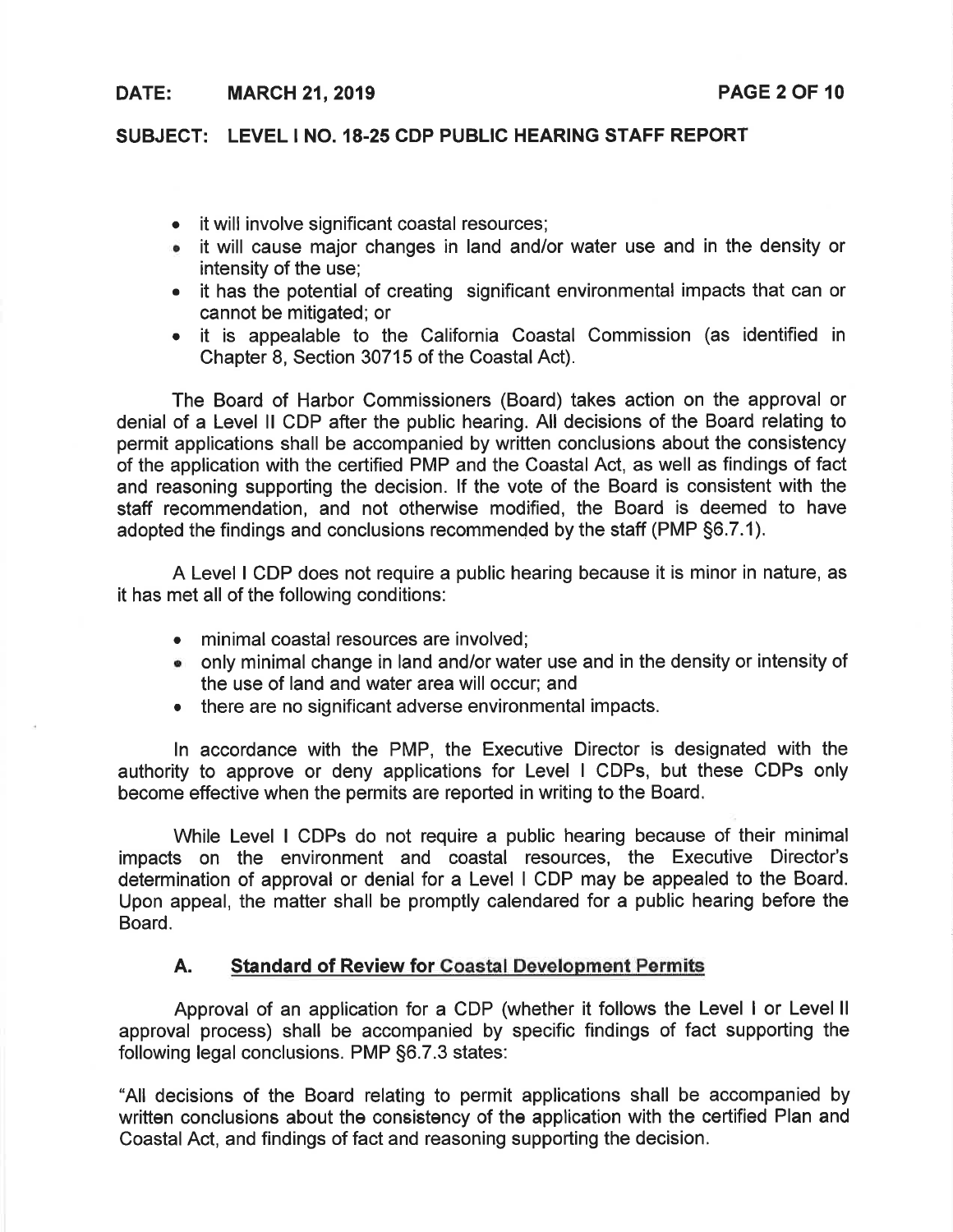- it will involve significant coastal resources;
- it will cause major changes in land and/or water use and in the density or intensity of the use;
- it has the potential of creating significant environmental impacts that can or cannot be mitigated; or
- it is appealable to the California Coastal Commission (as identified in Chapter 8, Section 30715 of the Coastal Act).

The Board of Harbor Commissioners (Board) takes action on the approval or denial of a Level II CDP after the public hearing. All decisions of the Board relating to permit applications shall be accompanied by written conclusions about the consistency of the application with the certified PMP and the Coastal Act, as well as findings of fact and reasoning supporting the decision. If the vote of the Board is consistent with the staff recommendation, and not otherwise modified, the Board is deemed to have adopted the findings and conclusions recommended by the staff (PMP §6.7.1).

A Level I CDP does not require a public hearing because it is minor in nature, as it has met all of the following conditions:

- minimal coastal resources are involved;
- only minimal change in land and/or water use and in the density or intensity of the use of land and water area will occur; and
- there are no significant adverse environmental impacts.

In accordance with the PMP, the Executive Director is designated with the authority to approve or deny applications for Level I CDPs, but these CDPs only become effective when the permits are reported in writing to the Board.

While Level I CDPs do not require a public hearing because of their minimal impacts on the environment and coastal resources, the Executive Director's determination of approval or denial for a Level I CDP may be appealed to the Board. Upon appeal, the matter shall be promptly calendared for a public hearing before the Board.

### A. Standard of Review for Coastal Development Permits

Approval of an application for a CDP (whether it follows the Level I or Level II approval process) shall be accompanied by specific findings of fact supporting the following legal conclusions. PMP §6.7.3 states:

"All decisions of the Board relating to permit applications shall be accompanied by written conclusions about the consistency of the application with the certified Plan and Coastal Act, and findings of fact and reasoning supporting the decision.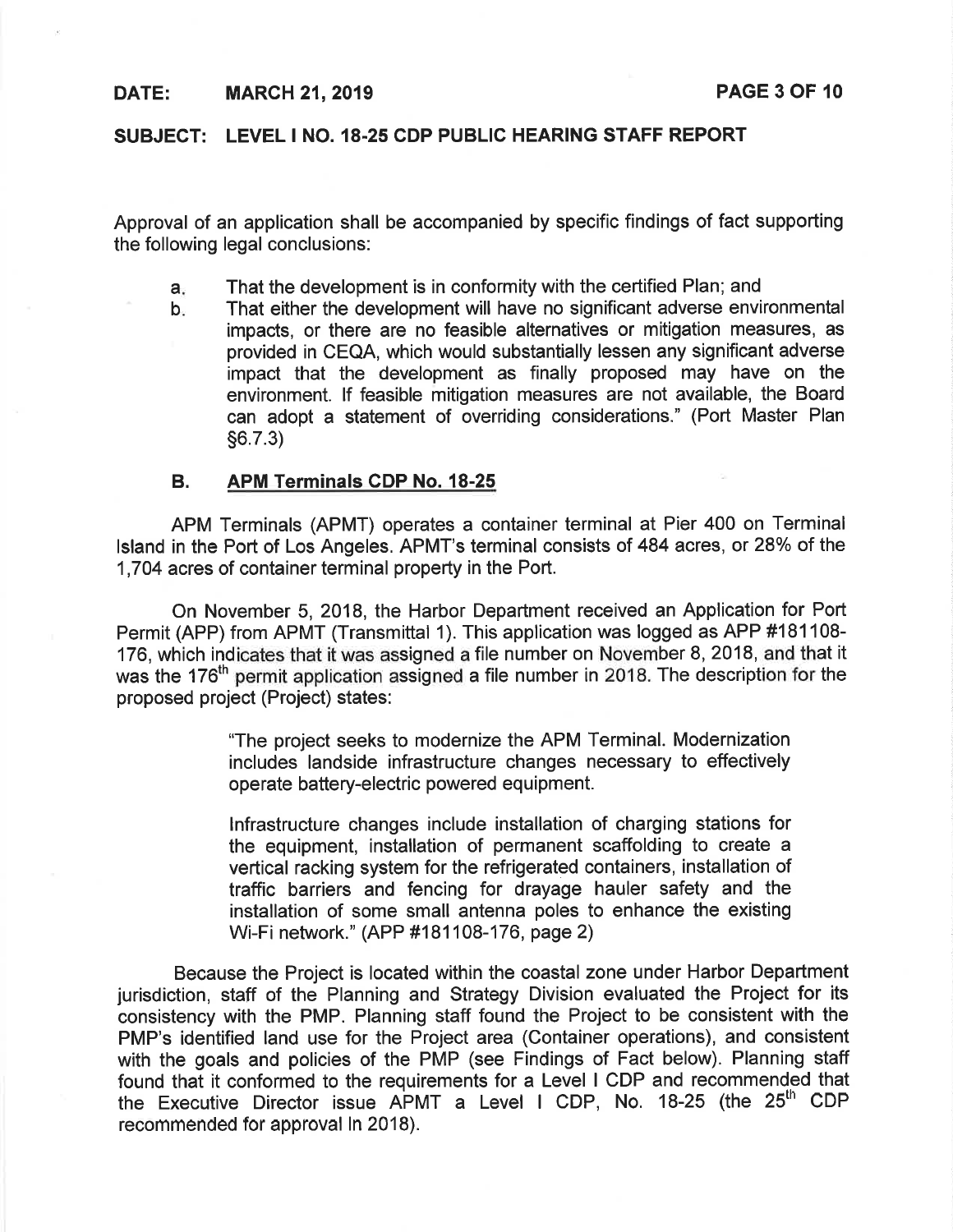Approval of an application shall be accompanied by specific findings of fact supporting the following legal conclusions:

a. That the development is in conformity with the certified Plan; and

b. That either the development will have no significant adverse environmental impacts, or there are no feasible alternatives or mitigation measures, as provided in CEQA, which would substantially lessen any significant adverse impact that the development as finally proposed may have on the environment. If feasible mitigation measures are not available, the Board can adopt a statement of overriding considerations." (Port Master Plan §6.7.3)

### B. APM Terminals CDP No. 18-25

APM Terminals (APMT) operates a container terminal at Pier 400 on Terminal Island in the Port of Los Angeles. APMT's terminal consists of 484 acres, or 28% of the 1,704 acres of container terminal property in the Port.

On November 5, 2018, the Harbor Department received an Application for Port Permit (APP) from APMT (Transmittal 1). This application was logged as APP #181108-176, which indicates that it was assigned a file number on November 8, 2018, and that it was the 176th permit application assigned a file number in 2018. The description for the proposed project (Project) states:

> "The project seeks to modernize the APM Terminal. Modernization includes landside infrastructure changes necessary to effectively operate battery-electric powered equipment.
>
> Infrastructure changes include installation of charging stations for the equipment, installation of permanent scaffolding to create a vertical racking system for the refrigerated containers, installation of traffic barriers and fencing for drayage hauler safety and the installation of some small antenna poles to enhance the existing Wi-Fi network." (APP #181108-176, page 2)

Because the Project is located within the coastal zone under Harbor Department jurisdiction, staff of the Planning and Strategy Division evaluated the Project for its consistency with the PMP. Planning staff found the Project to be consistent with the PMP's identified land use for the Project area (Container operations), and consistent with the goals and policies of the PMP (see Findings of Fact below). Planning staff found that it conformed to the requirements for a Level I CDP and recommended that the Executive Director issue APMT a Level I CDP, No. 18-25 (the 25th CDP recommended for approval In 2018).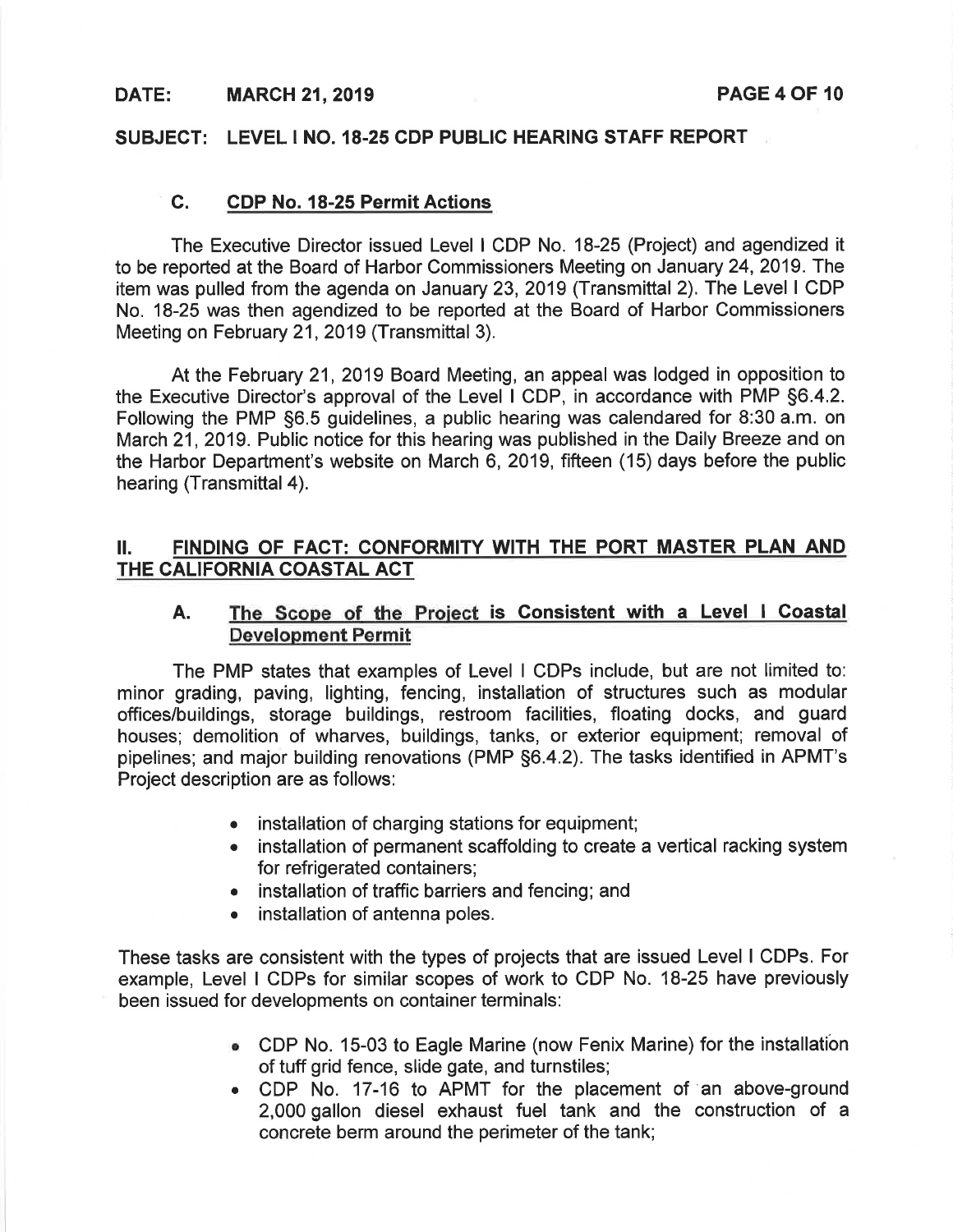### C. CDP No. 18-25 Permit Actions

The Executive Director issued Level I CDP No. 18-25 (Project) and agendized it to be reported at the Board of Harbor Commissioners Meeting on January 24, 2019. The item was pulled from the agenda on January 23, 2019 (Transmittal 2). The Level I CDP No. 18-25 was then agendized to be reported at the Board of Harbor Commissioners Meeting on February 21, 2019 (Transmittal 3).

At the February 21, 2019 Board Meeting, an appeal was lodged in opposition to the Executive Director's approval of the Level I CDP, in accordance with PMP §6.4.2. Following the PMP §6.5 guidelines, a public hearing was calendared for 8:30 a.m. on March 21, 2019. Public notice for this hearing was published in the Daily Breeze and on the Harbor Department's website on March 6, 2019, fifteen (15) days before the public hearing (Transmittal 4).

## II. FINDING OF FACT: CONFORMITY WITH THE PORT MASTER PLAN AND THE CALIFORNIA COASTAL ACT

### A. The Scope of the Project is Consistent with a Level I Coastal Development Permit

The PMP states that examples of Level I CDPs include, but are not limited to: minor grading, paving, lighting, fencing, installation of structures such as modular offices/buildings, storage buildings, restroom facilities, floating docks, and guard houses; demolition of wharves, buildings, tanks, or exterior equipment; removal of pipelines; and major building renovations (PMP §6.4.2). The tasks identified in APMT's Project description are as follows:

- installation of charging stations for equipment;
- installation of permanent scaffolding to create a vertical racking system for refrigerated containers;
- installation of traffic barriers and fencing; and
- installation of antenna poles.

These tasks are consistent with the types of projects that are issued Level I CDPs. For example, Level I CDPs for similar scopes of work to CDP No. 18-25 have previously been issued for developments on container terminals:

- CDP No. 15-03 to Eagle Marine (now Fenix Marine) for the installation of tuff grid fence, slide gate, and turnstiles;
- CDP No. 17-16 to APMT for the placement of an above-ground 2,000 gallon diesel exhaust fuel tank and the construction of a concrete berm around the perimeter of the tank;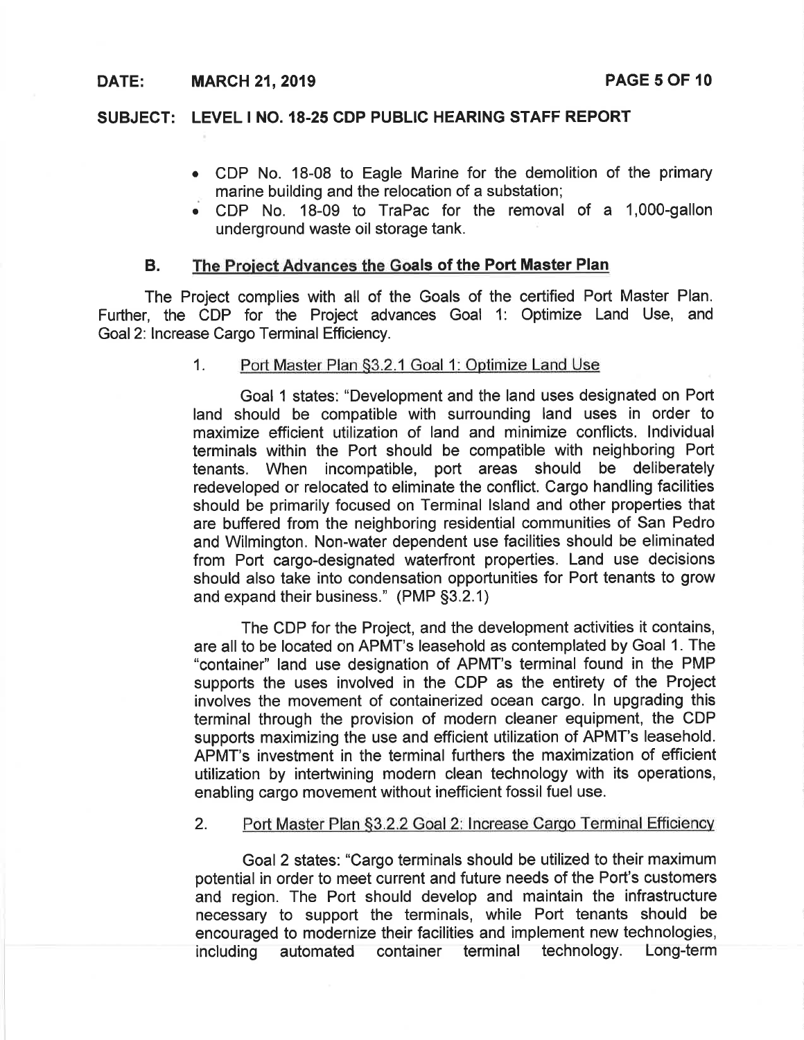- CDP No. 18-08 to Eagle Marine for the demolition of the primary marine building and the relocation of a substation;
- CDP No. 18-09 to TraPac for the removal of a 1,000-gallon underground waste oil storage tank.

### B. The Project Advances the Goals of the Port Master Plan

The Project complies with all of the Goals of the certified Port Master Plan. Further, the CDP for the Project advances Goal 1: Optimize Land Use, and Goal 2: Increase Cargo Terminal Efficiency.

#### 1. Port Master Plan §3.2.1 Goal 1: Optimize Land Use

Goal 1 states: "Development and the land uses designated on Port land should be compatible with surrounding land uses in order to maximize efficient utilization of land and minimize conflicts. Individual terminals within the Port should be compatible with neighboring Port tenants. When incompatible, port areas should be deliberately redeveloped or relocated to eliminate the conflict. Cargo handling facilities should be primarily focused on Terminal Island and other properties that are buffered from the neighboring residential communities of San Pedro and Wilmington. Non-water dependent use facilities should be eliminated from Port cargo-designated waterfront properties. Land use decisions should also take into condensation opportunities for Port tenants to grow and expand their business." (PMP §3.2.1)

The CDP for the Project, and the development activities it contains, are all to be located on APMT's leasehold as contemplated by Goal 1. The "container" land use designation of APMT's terminal found in the PMP supports the uses involved in the CDP as the entirety of the Project involves the movement of containerized ocean cargo. In upgrading this terminal through the provision of modern cleaner equipment, the CDP supports maximizing the use and efficient utilization of APMT's leasehold. APMT's investment in the terminal furthers the maximization of efficient utilization by intertwining modern clean technology with its operations, enabling cargo movement without inefficient fossil fuel use.

#### 2. Port Master Plan §3.2.2 Goal 2: Increase Cargo Terminal Efficiency

Goal 2 states: "Cargo terminals should be utilized to their maximum potential in order to meet current and future needs of the Port's customers and region. The Port should develop and maintain the infrastructure necessary to support the terminals, while Port tenants should be encouraged to modernize their facilities and implement new technologies, including automated container terminal technology. Long-term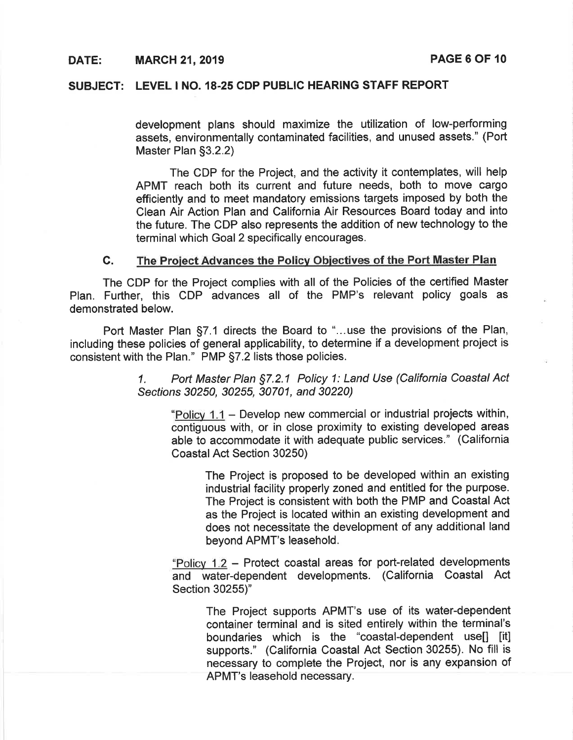development plans should maximize the utilization of low-performing assets, environmentally contaminated facilities, and unused assets." (Port Master Plan §3.2.2)

The CDP for the Project, and the activity it contemplates, will help APMT reach both its current and future needs, both to move cargo efficiently and to meet mandatory emissions targets imposed by both the Clean Air Action Plan and California Air Resources Board today and into the future. The CDP also represents the addition of new technology to the terminal which Goal 2 specifically encourages.

### C. The Project Advances the Policy Objectives of the Port Master Plan

The CDP for the Project complies with all of the Policies of the certified Master Plan. Further, this CDP advances all of the PMP's relevant policy goals as demonstrated below.

Port Master Plan §7.1 directs the Board to "...use the provisions of the Plan, including these policies of general applicability, to determine if a development project is consistent with the Plan." PMP §7.2 lists those policies.

1. *Port Master Plan §7.2.1 Policy 1: Land Use (California Coastal Act Sections 30250, 30255, 30701, and 30220)*

"Policy 1.1 – Develop new commercial or industrial projects within, contiguous with, or in close proximity to existing developed areas able to accommodate it with adequate public services." (California Coastal Act Section 30250)

The Project is proposed to be developed within an existing industrial facility properly zoned and entitled for the purpose. The Project is consistent with both the PMP and Coastal Act as the Project is located within an existing development and does not necessitate the development of any additional land beyond APMT's leasehold.

"Policy 1.2 – Protect coastal areas for port-related developments and water-dependent developments. (California Coastal Act Section 30255)"

The Project supports APMT's use of its water-dependent container terminal and is sited entirely within the terminal's boundaries which is the "coastal-dependent use[] [it] supports." (California Coastal Act Section 30255). No fill is necessary to complete the Project, nor is any expansion of APMT's leasehold necessary.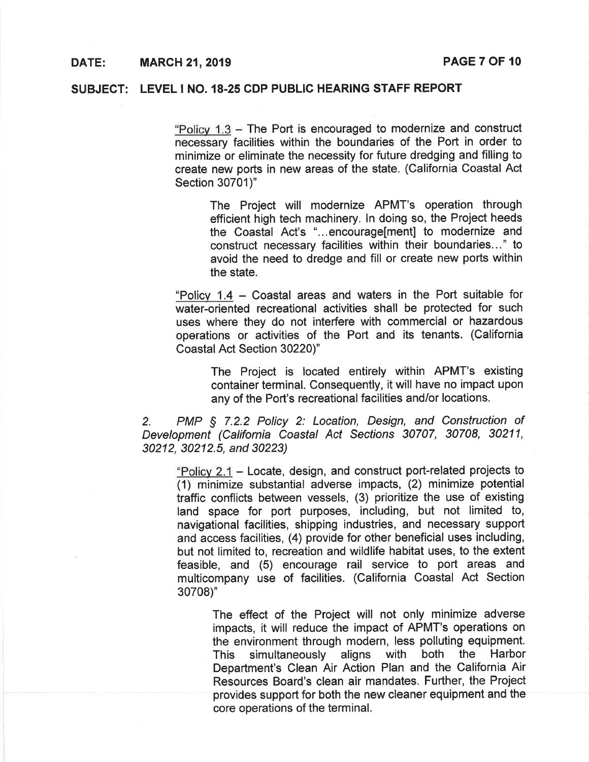"Policy 1.3 – The Port is encouraged to modernize and construct necessary facilities within the boundaries of the Port in order to minimize or eliminate the necessity for future dredging and filling to create new ports in new areas of the state. (California Coastal Act Section 30701)"

> The Project will modernize APMT's operation through efficient high tech machinery. In doing so, the Project heeds the Coastal Act's "...encourage[ment] to modernize and construct necessary facilities within their boundaries..." to avoid the need to dredge and fill or create new ports within the state.

"Policy 1.4 – Coastal areas and waters in the Port suitable for water-oriented recreational activities shall be protected for such uses where they do not interfere with commercial or hazardous operations or activities of the Port and its tenants. (California Coastal Act Section 30220)"

> The Project is located entirely within APMT's existing container terminal. Consequently, it will have no impact upon any of the Port's recreational facilities and/or locations.

2. *PMP § 7.2.2 Policy 2: Location, Design, and Construction of Development (California Coastal Act Sections 30707, 30708, 30211, 30212, 30212.5, and 30223)*

"Policy 2.1 – Locate, design, and construct port-related projects to (1) minimize substantial adverse impacts, (2) minimize potential traffic conflicts between vessels, (3) prioritize the use of existing land space for port purposes, including, but not limited to, navigational facilities, shipping industries, and necessary support and access facilities, (4) provide for other beneficial uses including, but not limited to, recreation and wildlife habitat uses, to the extent feasible, and (5) encourage rail service to port areas and multicompany use of facilities. (California Coastal Act Section 30708)"

> The effect of the Project will not only minimize adverse impacts, it will reduce the impact of APMT's operations on the environment through modern, less polluting equipment. This simultaneously aligns with both the Harbor Department's Clean Air Action Plan and the California Air Resources Board's clean air mandates. Further, the Project provides support for both the new cleaner equipment and the core operations of the terminal.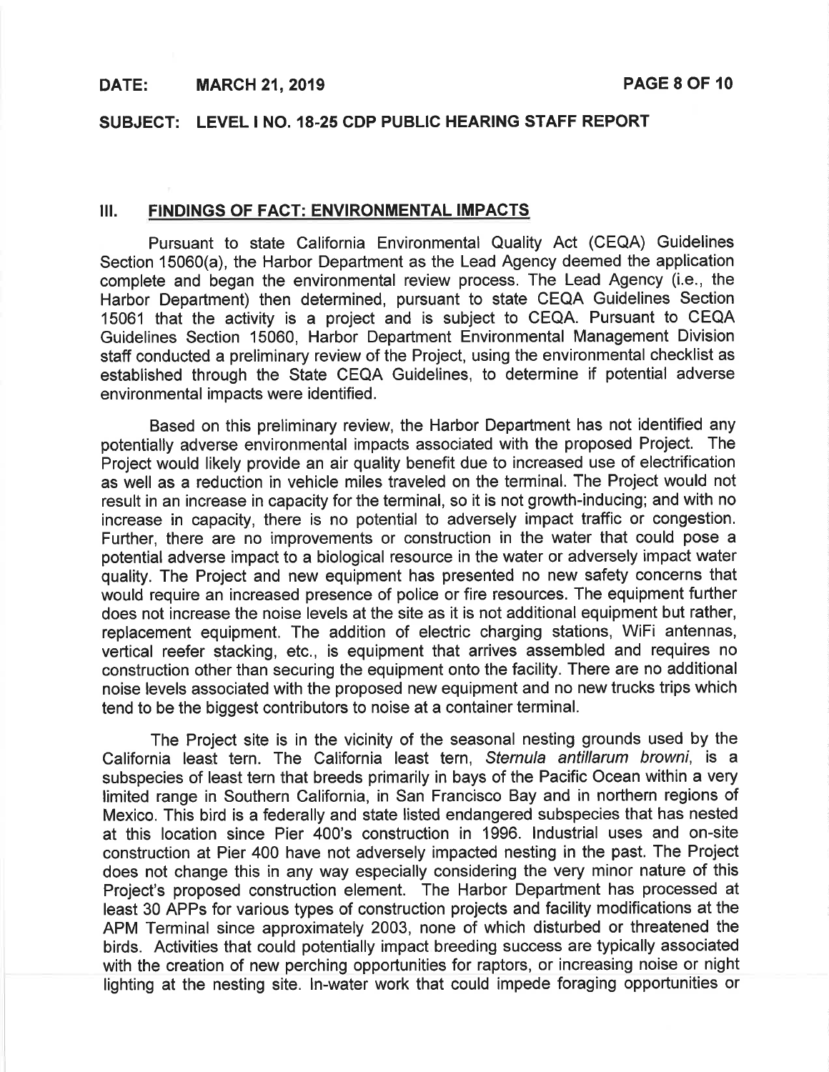## III. FINDINGS OF FACT: ENVIRONMENTAL IMPACTS

Pursuant to state California Environmental Quality Act (CEQA) Guidelines Section 15060(a), the Harbor Department as the Lead Agency deemed the application complete and began the environmental review process. The Lead Agency (i.e., the Harbor Department) then determined, pursuant to state CEQA Guidelines Section 15061 that the activity is a project and is subject to CEQA. Pursuant to CEQA Guidelines Section 15060, Harbor Department Environmental Management Division staff conducted a preliminary review of the Project, using the environmental checklist as established through the State CEQA Guidelines, to determine if potential adverse environmental impacts were identified.

Based on this preliminary review, the Harbor Department has not identified any potentially adverse environmental impacts associated with the proposed Project. The Project would likely provide an air quality benefit due to increased use of electrification as well as a reduction in vehicle miles traveled on the terminal. The Project would not result in an increase in capacity for the terminal, so it is not growth-inducing; and with no increase in capacity, there is no potential to adversely impact traffic or congestion. Further, there are no improvements or construction in the water that could pose a potential adverse impact to a biological resource in the water or adversely impact water quality. The Project and new equipment has presented no new safety concerns that would require an increased presence of police or fire resources. The equipment further does not increase the noise levels at the site as it is not additional equipment but rather, replacement equipment. The addition of electric charging stations, WiFi antennas, vertical reefer stacking, etc., is equipment that arrives assembled and requires no construction other than securing the equipment onto the facility. There are no additional noise levels associated with the proposed new equipment and no new trucks trips which tend to be the biggest contributors to noise at a container terminal.

The Project site is in the vicinity of the seasonal nesting grounds used by the California least tern. The California least tern, *Sternula antillarum browni*, is a subspecies of least tern that breeds primarily in bays of the Pacific Ocean within a very limited range in Southern California, in San Francisco Bay and in northern regions of Mexico. This bird is a federally and state listed endangered subspecies that has nested at this location since Pier 400's construction in 1996. Industrial uses and on-site construction at Pier 400 have not adversely impacted nesting in the past. The Project does not change this in any way especially considering the very minor nature of this Project's proposed construction element. The Harbor Department has processed at least 30 APPs for various types of construction projects and facility modifications at the APM Terminal since approximately 2003, none of which disturbed or threatened the birds. Activities that could potentially impact breeding success are typically associated with the creation of new perching opportunities for raptors, or increasing noise or night lighting at the nesting site. In-water work that could impede foraging opportunities or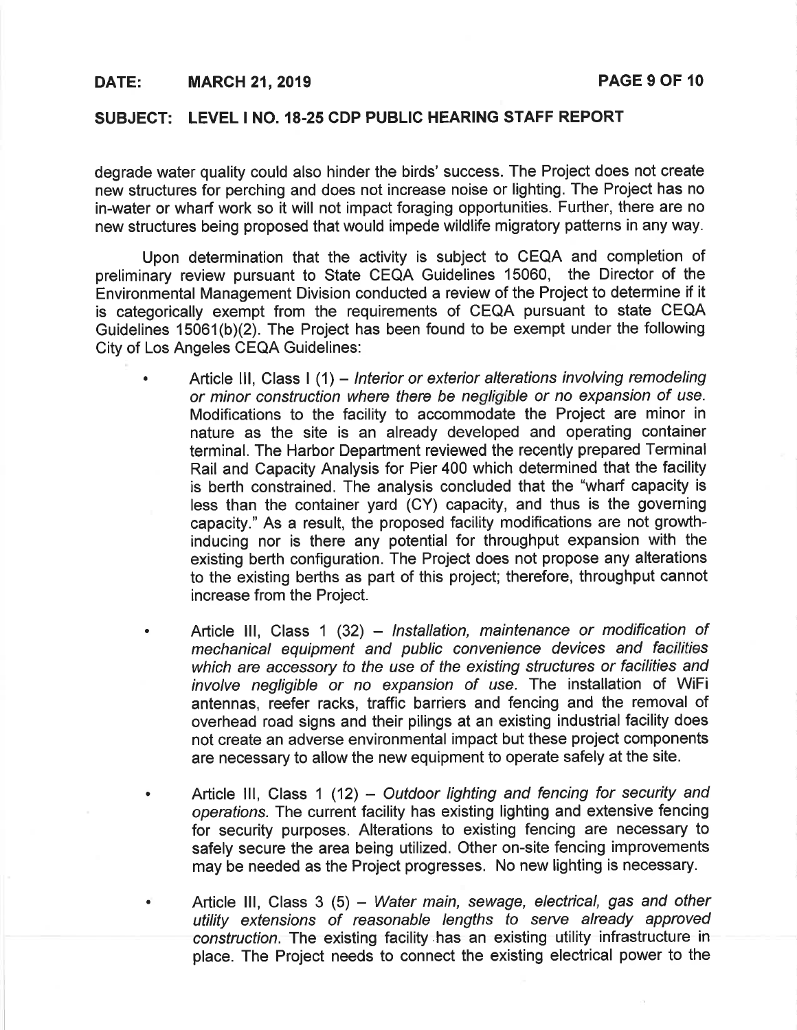degrade water quality could also hinder the birds' success. The Project does not create new structures for perching and does not increase noise or lighting. The Project has no in-water or wharf work so it will not impact foraging opportunities. Further, there are no new structures being proposed that would impede wildlife migratory patterns in any way.

Upon determination that the activity is subject to CEQA and completion of preliminary review pursuant to State CEQA Guidelines 15060, the Director of the Environmental Management Division conducted a review of the Project to determine if it is categorically exempt from the requirements of CEQA pursuant to state CEQA Guidelines 15061(b)(2). The Project has been found to be exempt under the following City of Los Angeles CEQA Guidelines:

- Article III, Class I (1) – *Interior or exterior alterations involving remodeling or minor construction where there be negligible or no expansion of use.* Modifications to the facility to accommodate the Project are minor in nature as the site is an already developed and operating container terminal. The Harbor Department reviewed the recently prepared Terminal Rail and Capacity Analysis for Pier 400 which determined that the facility is berth constrained. The analysis concluded that the "wharf capacity is less than the container yard (CY) capacity, and thus is the governing capacity." As a result, the proposed facility modifications are not growth-inducing nor is there any potential for throughput expansion with the existing berth configuration. The Project does not propose any alterations to the existing berths as part of this project; therefore, throughput cannot increase from the Project.

- Article III, Class 1 (32) – *Installation, maintenance or modification of mechanical equipment and public convenience devices and facilities which are accessory to the use of the existing structures or facilities and involve negligible or no expansion of use.* The installation of WiFi antennas, reefer racks, traffic barriers and fencing and the removal of overhead road signs and their pilings at an existing industrial facility does not create an adverse environmental impact but these project components are necessary to allow the new equipment to operate safely at the site.

- Article III, Class 1 (12) – *Outdoor lighting and fencing for security and operations.* The current facility has existing lighting and extensive fencing for security purposes. Alterations to existing fencing are necessary to safely secure the area being utilized. Other on-site fencing improvements may be needed as the Project progresses. No new lighting is necessary.

- Article III, Class 3 (5) – *Water main, sewage, electrical, gas and other utility extensions of reasonable lengths to serve already approved construction.* The existing facility has an existing utility infrastructure in place. The Project needs to connect the existing electrical power to the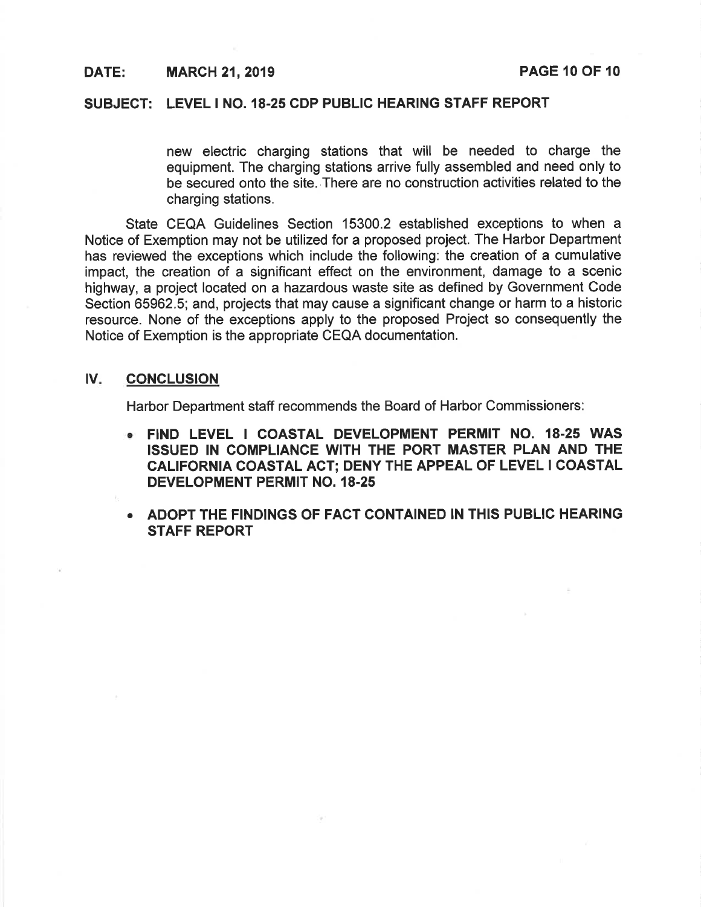new electric charging stations that will be needed to charge the equipment. The charging stations arrive fully assembled and need only to be secured onto the site. There are no construction activities related to the charging stations.

State CEQA Guidelines Section 15300.2 established exceptions to when a Notice of Exemption may not be utilized for a proposed project. The Harbor Department has reviewed the exceptions which include the following: the creation of a cumulative impact, the creation of a significant effect on the environment, damage to a scenic highway, a project located on a hazardous waste site as defined by Government Code Section 65962.5; and, projects that may cause a significant change or harm to a historic resource. None of the exceptions apply to the proposed Project so consequently the Notice of Exemption is the appropriate CEQA documentation.

## IV. CONCLUSION

Harbor Department staff recommends the Board of Harbor Commissioners:

- **FIND LEVEL I COASTAL DEVELOPMENT PERMIT NO. 18-25 WAS ISSUED IN COMPLIANCE WITH THE PORT MASTER PLAN AND THE CALIFORNIA COASTAL ACT; DENY THE APPEAL OF LEVEL I COASTAL DEVELOPMENT PERMIT NO. 18-25**
- **ADOPT THE FINDINGS OF FACT CONTAINED IN THIS PUBLIC HEARING STAFF REPORT**